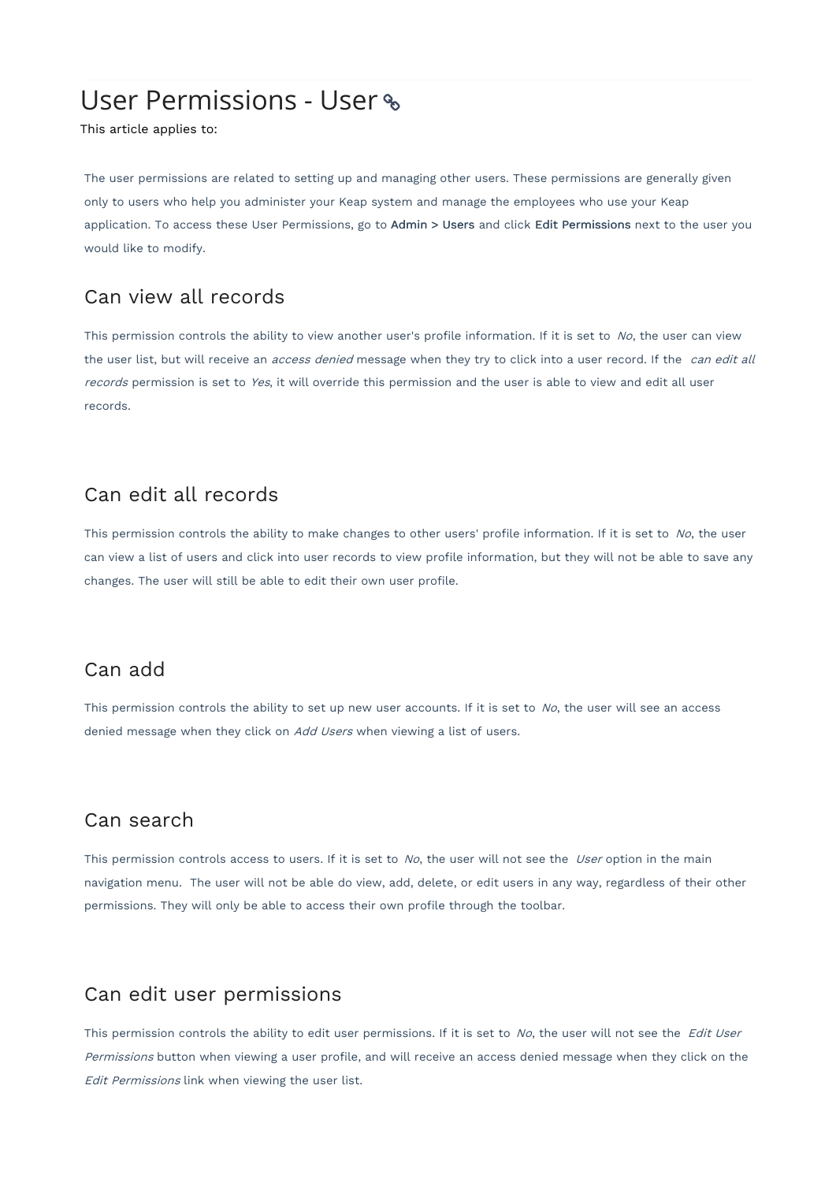# User Permissions - User

This article applies to:

The user permissions are related to setting up and managing other users. These permissions are generally given only to users who help you administer your Keap system and manage the employees who use your Keap application. To access these User Permissions, go to **Admin > Users** and click **Edit Permissions** next to the user you would like to modify.

## Can view all records

This permission controls the ability to view another user's profile information. If it is set to *No*, the user can view the user list, but will receive an *access denied* message when they try to click into a user record. If the *can edit all records* permission is set to *Yes*, it will override this permission and the user is able to view and edit all user records.

## Can edit all records

This permission controls the ability to make changes to other users' profile information. If it is set to *No*, the user can view a list of users and click into user records to view profile information, but they will not be able to save any changes. The user will still be able to edit their own user profile.

## Can add

This permission controls the ability to set up new user accounts. If it is set to *No*, the user will see an access denied message when they click on *Add Users* when viewing a list of users.

## Can search

This permission controls access to users. If it is set to *No*, the user will not see the *User* option in the main navigation menu. The user will not be able do view, add, delete, or edit users in any way, regardless of their other permissions. They will only be able to access their own profile through the toolbar.

## Can edit user permissions

This permission controls the ability to edit user permissions. If it is set to *No*, the user will not see the *Edit User Permissions* button when viewing a user profile, and will receive an access denied message when they click on the *Edit Permissions* link when viewing the user list.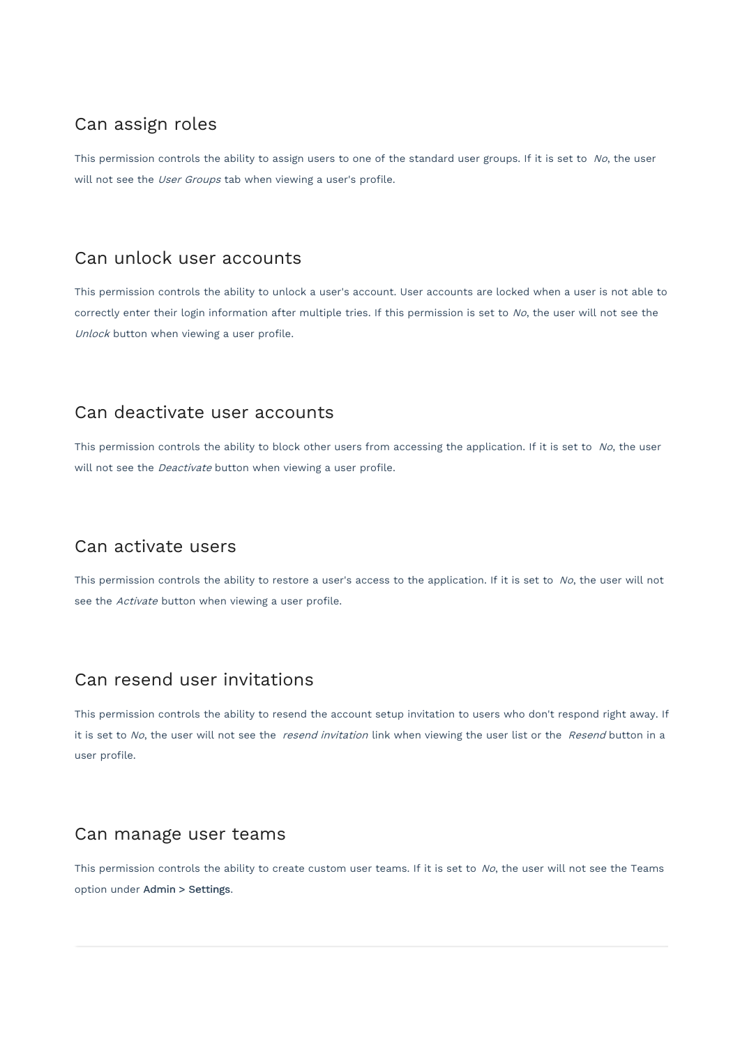## Can assign roles

This permission controls the ability to assign users to one of the standard user groups. If it is set to *No*, the user will not see the *User Groups* tab when viewing a user's profile.

## Can unlock user accounts

This permission controls the ability to unlock a user's account. User accounts are locked when a user is not able to correctly enter their login information after multiple tries. If this permission is set to *No*, the user will not see the *Unlock* button when viewing a user profile.

## Can deactivate user accounts

This permission controls the ability to block other users from accessing the application. If it is set to *No*, the user will not see the *Deactivate* button when viewing a user profile.

## Can activate users

This permission controls the ability to restore a user's access to the application. If it is set to *No*, the user will not see the *Activate* button when viewing a user profile.

## Can resend user invitations

This permission controls the ability to resend the account setup invitation to users who don't respond right away. If it is set to *No*, the user will not see the *resend invitation* link when viewing the user list or the *Resend* button in a user profile.

## Can manage user teams

This permission controls the ability to create custom user teams. If it is set to *No*, the user will not see the Teams option under **Admin > Settings**.

---